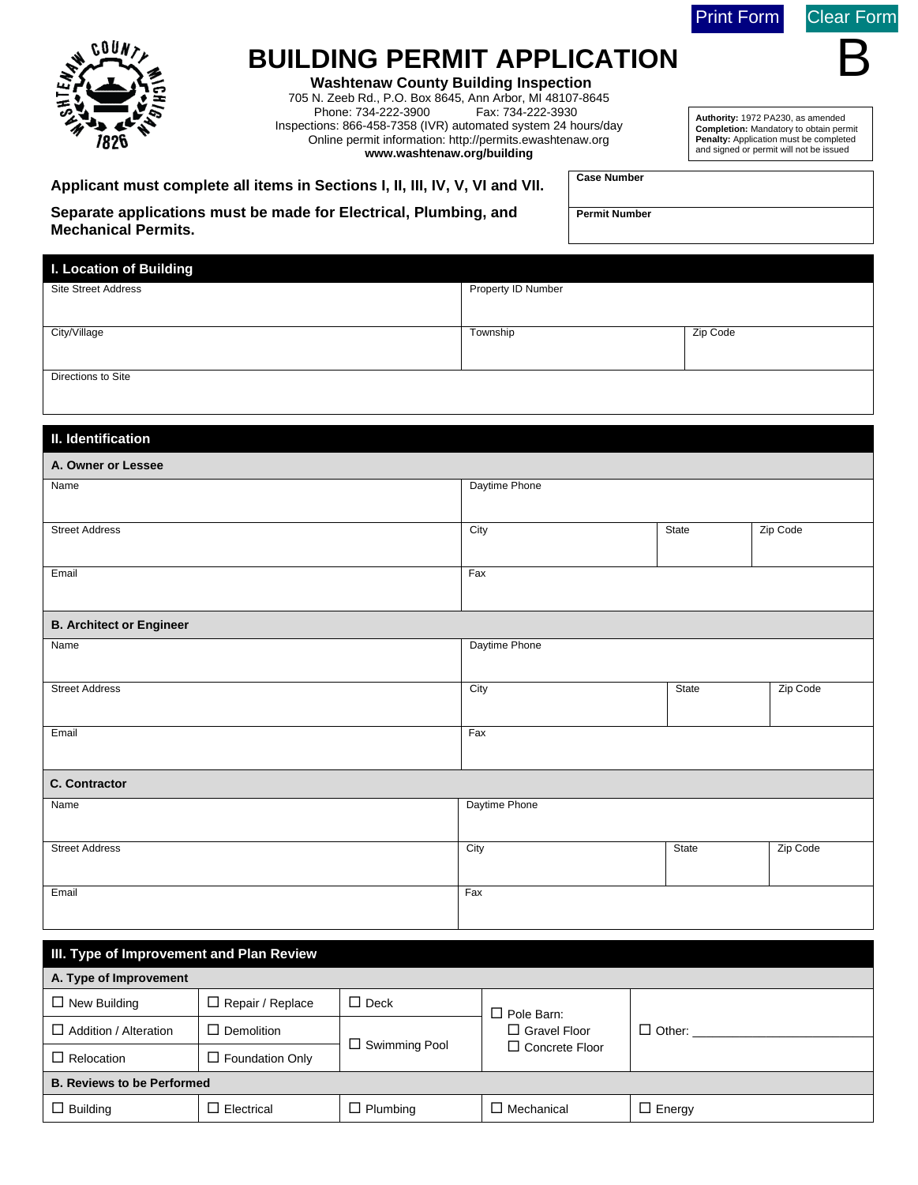Print Form | Clear Form

# BUILDING PERMIT APPLICATION

B

**Washtenaw County Building Inspection**
705 N. Zeeb Rd., P.O. Box 8645, Ann Arbor, MI 48107-8645
Phone: 734-222-3900 Fax: 734-222-3930
Inspections: 866-458-7358 (IVR) automated system 24 hours/day
Online permit information: http://permits.ewashtenaw.org
**www.washtenaw.org/building**

**Authority:** 1972 PA230, as amended
**Completion:** Mandatory to obtain permit
**Penalty:** Application must be completed and signed or permit will not be issued

**Applicant must complete all items in Sections I, II, III, IV, V, VI and VII.**

**Separate applications must be made for Electrical, Plumbing, and Mechanical Permits.**

| **Case Number** |
|---|
| **Permit Number** |

## I. Location of Building

| Site Street Address | Property ID Number | |
|---|---|---|
| City/Village | Township | Zip Code |
| Directions to Site | | |

## II. Identification

### A. Owner or Lessee

| Name | Daytime Phone | | |
|---|---|---|---|
| Street Address | City | State | Zip Code |
| Email | Fax | | |

### B. Architect or Engineer

| Name | Daytime Phone | | |
|---|---|---|---|
| Street Address | City | State | Zip Code |
| Email | Fax | | |

### C. Contractor

| Name | Daytime Phone | | |
|---|---|---|---|
| Street Address | City | State | Zip Code |
| Email | Fax | | |

## III. Type of Improvement and Plan Review

### A. Type of Improvement

| | | | | |
|---|---|---|---|---|
| ☐ New Building | ☐ Repair / Replace | ☐ Deck | ☐ Pole Barn: ☐ Gravel Floor ☐ Concrete Floor | ☐ Other: ______ |
| ☐ Addition / Alteration | ☐ Demolition | ☐ Swimming Pool | | |
| ☐ Relocation | ☐ Foundation Only | | | |

### B. Reviews to be Performed

| | | | | |
|---|---|---|---|---|
| ☐ Building | ☐ Electrical | ☐ Plumbing | ☐ Mechanical | ☐ Energy |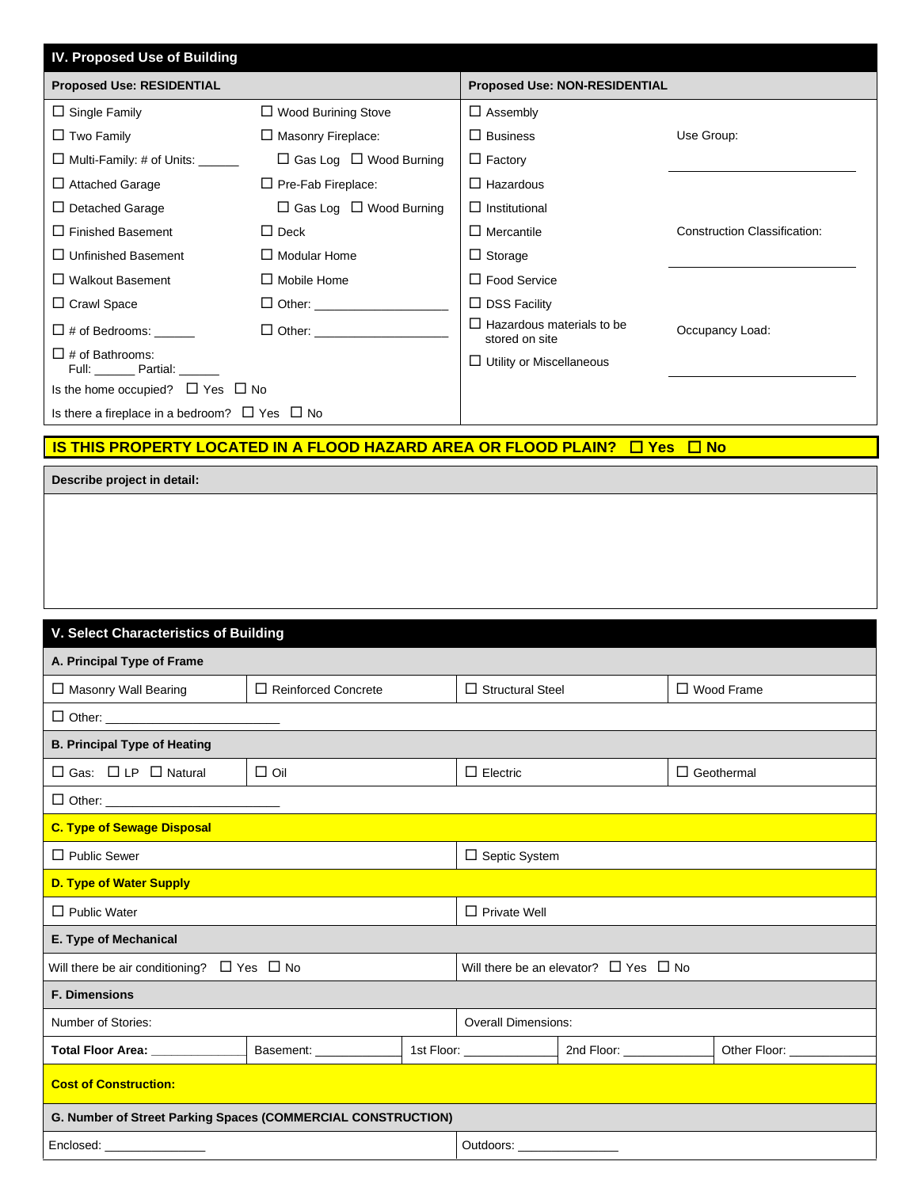## IV. Proposed Use of Building

| Proposed Use: RESIDENTIAL | | Proposed Use: NON-RESIDENTIAL | |
|---|---|---|---|
| ☐ Single Family | ☐ Wood Burining Stove | ☐ Assembly | |
| ☐ Two Family | ☐ Masonry Fireplace: | ☐ Business | Use Group: |
| ☐ Multi-Family: # of Units: ______ | ☐ Gas Log ☐ Wood Burning | ☐ Factory | ______________________ |
| ☐ Attached Garage | ☐ Pre-Fab Fireplace: | ☐ Hazardous | |
| ☐ Detached Garage | ☐ Gas Log ☐ Wood Burning | ☐ Institutional | |
| ☐ Finished Basement | ☐ Deck | ☐ Mercantile | Construction Classification: |
| ☐ Unfinished Basement | ☐ Modular Home | ☐ Storage | ______________________ |
| ☐ Walkout Basement | ☐ Mobile Home | ☐ Food Service | |
| ☐ Crawl Space | ☐ Other: ______________ | ☐ DSS Facility | |
| ☐ # of Bedrooms: ______ | ☐ Other: ______________ | ☐ Hazardous materials to be stored on site | Occupancy Load: |
| ☐ # of Bathrooms: Full: ______ Partial: ______ | | ☐ Utility or Miscellaneous | ______________________ |
| Is the home occupied? ☐ Yes ☐ No | | | |
| Is there a fireplace in a bedroom? ☐ Yes ☐ No | | | |

**IS THIS PROPERTY LOCATED IN A FLOOD HAZARD AREA OR FLOOD PLAIN? ☐ Yes ☐ No**

**Describe project in detail:**

## V. Select Characteristics of Building

**A. Principal Type of Frame**

| ☐ Masonry Wall Bearing | ☐ Reinforced Concrete | ☐ Structural Steel | ☐ Wood Frame |
|---|---|---|---|
| ☐ Other: ______________ | | | |

**B. Principal Type of Heating**

| ☐ Gas: ☐ LP ☐ Natural | ☐ Oil | ☐ Electric | ☐ Geothermal |
|---|---|---|---|
| ☐ Other: ______________ | | | |

**C. Type of Sewage Disposal**

| ☐ Public Sewer | ☐ Septic System |
|---|---|

**D. Type of Water Supply**

| ☐ Public Water | ☐ Private Well |
|---|---|

**E. Type of Mechanical**

| Will there be air conditioning? ☐ Yes ☐ No | Will there be an elevator? ☐ Yes ☐ No |
|---|---|

**F. Dimensions**

| Number of Stories: | | | Overall Dimensions: | |
|---|---|---|---|---|
| **Total Floor Area:** ________ | Basement: ________ | 1st Floor: ________ | 2nd Floor: ________ | Other Floor: ________ |

**Cost of Construction:**

**G. Number of Street Parking Spaces (COMMERCIAL CONSTRUCTION)**

| Enclosed: ______________ | Outdoors: ______________ |
|---|---|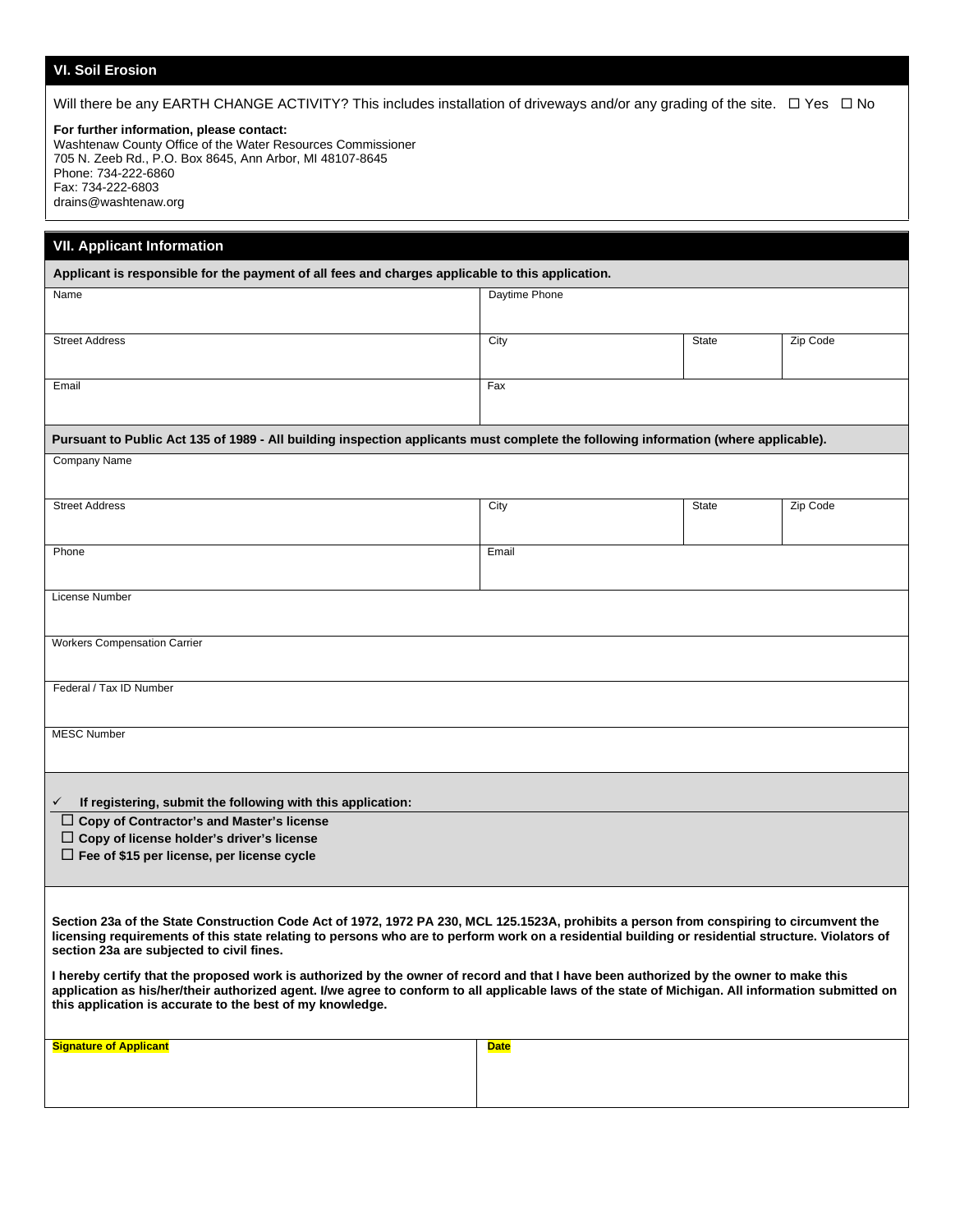## VI. Soil Erosion

Will there be any EARTH CHANGE ACTIVITY? This includes installation of driveways and/or any grading of the site. ☐ Yes ☐ No

**For further information, please contact:**
Washtenaw County Office of the Water Resources Commissioner
705 N. Zeeb Rd., P.O. Box 8645, Ann Arbor, MI 48107-8645
Phone: 734-222-6860
Fax: 734-222-6803
drains@washtenaw.org

## VII. Applicant Information

**Applicant is responsible for the payment of all fees and charges applicable to this application.**

| Name | Daytime Phone | | |
|---|---|---|---|
| Street Address | City | State | Zip Code |
| Email | Fax | | |

**Pursuant to Public Act 135 of 1989 - All building inspection applicants must complete the following information (where applicable).**

| Company Name | | | |
|---|---|---|---|
| Street Address | City | State | Zip Code |
| Phone | Email | | |
| License Number | | | |
| Workers Compensation Carrier | | | |
| Federal / Tax ID Number | | | |
| MESC Number | | | |

✓ **If registering, submit the following with this application:**

- ☐ **Copy of Contractor's and Master's license**
- ☐ **Copy of license holder's driver's license**
- ☐ **Fee of $15 per license, per license cycle**

**Section 23a of the State Construction Code Act of 1972, 1972 PA 230, MCL 125.1523A, prohibits a person from conspiring to circumvent the licensing requirements of this state relating to persons who are to perform work on a residential building or residential structure. Violators of section 23a are subjected to civil fines.**

**I hereby certify that the proposed work is authorized by the owner of record and that I have been authorized by the owner to make this application as his/her/their authorized agent. I/we agree to conform to all applicable laws of the state of Michigan. All information submitted on this application is accurate to the best of my knowledge.**

| Signature of Applicant | Date |
|---|---|
| | |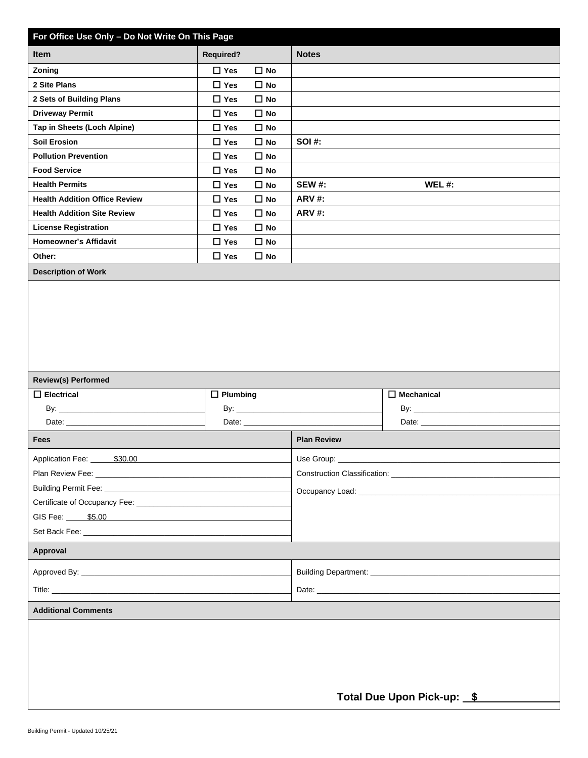## For Office Use Only – Do Not Write On This Page

| Item | Required? | Notes |
|---|---|---|
| **Zoning** | ☐ Yes ☐ No | |
| **2 Site Plans** | ☐ Yes ☐ No | |
| **2 Sets of Building Plans** | ☐ Yes ☐ No | |
| **Driveway Permit** | ☐ Yes ☐ No | |
| **Tap in Sheets (Loch Alpine)** | ☐ Yes ☐ No | |
| **Soil Erosion** | ☐ Yes ☐ No | **SOI #:** |
| **Pollution Prevention** | ☐ Yes ☐ No | |
| **Food Service** | ☐ Yes ☐ No | |
| **Health Permits** | ☐ Yes ☐ No | **SEW #:** **WEL #:** |
| **Health Addition Office Review** | ☐ Yes ☐ No | **ARV #:** |
| **Health Addition Site Review** | ☐ Yes ☐ No | **ARV #:** |
| **License Registration** | ☐ Yes ☐ No | |
| **Homeowner's Affidavit** | ☐ Yes ☐ No | |
| **Other:** | ☐ Yes ☐ No | |

### Description of Work

### Review(s) Performed

| ☐ **Electrical** | ☐ **Plumbing** | ☐ **Mechanical** |
|---|---|---|
| By: ______________ | By: ______________ | By: ______________ |
| Date: ______________ | Date: ______________ | Date: ______________ |

| Fees | Plan Review |
|---|---|
| Application Fee: $30.00 | Use Group: ______________ |
| Plan Review Fee: ______________ | Construction Classification: ______________ |
| Building Permit Fee: ______________ | Occupancy Load: ______________ |
| Certificate of Occupancy Fee: ______________ | |
| GIS Fee: $5.00 | |
| Set Back Fee: ______________ | |

### Approval

| | |
|---|---|
| Approved By: ______________ | Building Department: ______________ |
| Title: ______________ | Date: ______________ |

### Additional Comments

**Total Due Upon Pick-up: $______________**

Building Permit - Updated 10/25/21